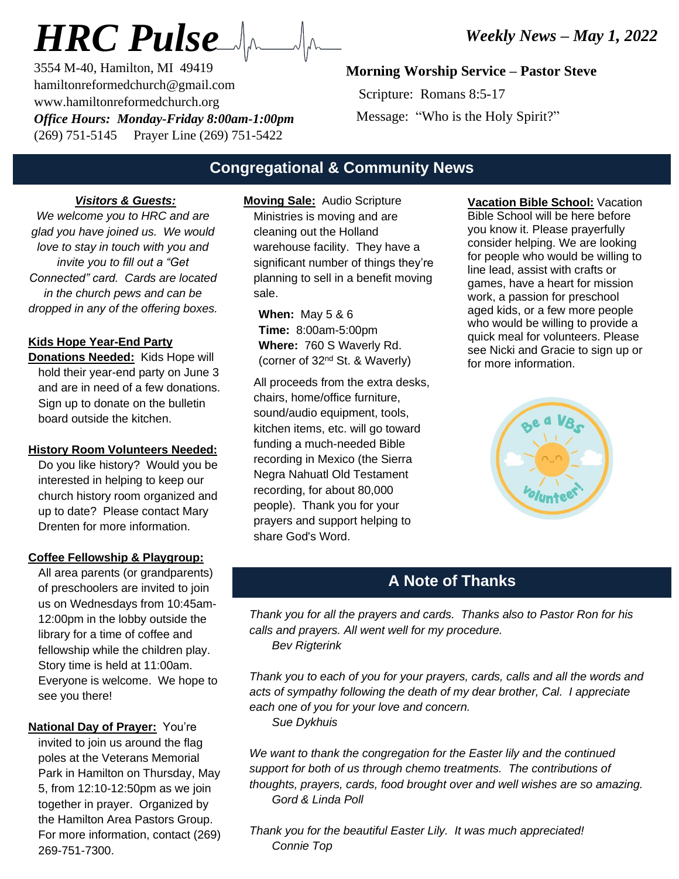# *HRC Pulse*

***Weekly News – May 1, 2022***

3554 M-40, Hamilton, MI 49419
hamiltonreformedchurch@gmail.com
www.hamiltonreformedchurch.org
***Office Hours: Monday-Friday 8:00am-1:00pm***
(269) 751-5145 Prayer Line (269) 751-5422

**Morning Worship Service – Pastor Steve**

Scripture: Romans 8:5-17
Message: "Who is the Holy Spirit?"

## Congregational & Community News

***Visitors & Guests:***
*We welcome you to HRC and are glad you have joined us. We would love to stay in touch with you and invite you to fill out a "Get Connected" card. Cards are located in the church pews and can be dropped in any of the offering boxes.*

**Kids Hope Year-End Party Donations Needed:** Kids Hope will hold their year-end party on June 3 and are in need of a few donations. Sign up to donate on the bulletin board outside the kitchen.

**History Room Volunteers Needed:** Do you like history? Would you be interested in helping to keep our church history room organized and up to date? Please contact Mary Drenten for more information.

**Coffee Fellowship & Playgroup:** All area parents (or grandparents) of preschoolers are invited to join us on Wednesdays from 10:45am-12:00pm in the lobby outside the library for a time of coffee and fellowship while the children play. Story time is held at 11:00am. Everyone is welcome. We hope to see you there!

**National Day of Prayer:** You're invited to join us around the flag poles at the Veterans Memorial Park in Hamilton on Thursday, May 5, from 12:10-12:50pm as we join together in prayer. Organized by the Hamilton Area Pastors Group. For more information, contact (269) 269-751-7300.

**Moving Sale:** Audio Scripture Ministries is moving and are cleaning out the Holland warehouse facility. They have a significant number of things they're planning to sell in a benefit moving sale.

**When:** May 5 & 6
**Time:** 8:00am-5:00pm
**Where:** 760 S Waverly Rd. (corner of 32nd St. & Waverly)

All proceeds from the extra desks, chairs, home/office furniture, sound/audio equipment, tools, kitchen items, etc. will go toward funding a much-needed Bible recording in Mexico (the Sierra Negra Nahuatl Old Testament recording, for about 80,000 people). Thank you for your prayers and support helping to share God's Word.

**Vacation Bible School:** Vacation Bible School will be here before you know it. Please prayerfully consider helping. We are looking for people who would be willing to line lead, assist with crafts or games, have a heart for mission work, a passion for preschool aged kids, or a few more people who would be willing to provide a quick meal for volunteers. Please see Nicki and Gracie to sign up or for more information.

Be a VBS Volunteer!

## A Note of Thanks

*Thank you for all the prayers and cards. Thanks also to Pastor Ron for his calls and prayers. All went well for my procedure.*
*Bev Rigterink*

*Thank you to each of you for your prayers, cards, calls and all the words and acts of sympathy following the death of my dear brother, Cal. I appreciate each one of you for your love and concern.*
*Sue Dykhuis*

*We want to thank the congregation for the Easter lily and the continued support for both of us through chemo treatments. The contributions of thoughts, prayers, cards, food brought over and well wishes are so amazing.*
*Gord & Linda Poll*

*Thank you for the beautiful Easter Lily. It was much appreciated!*
*Connie Top*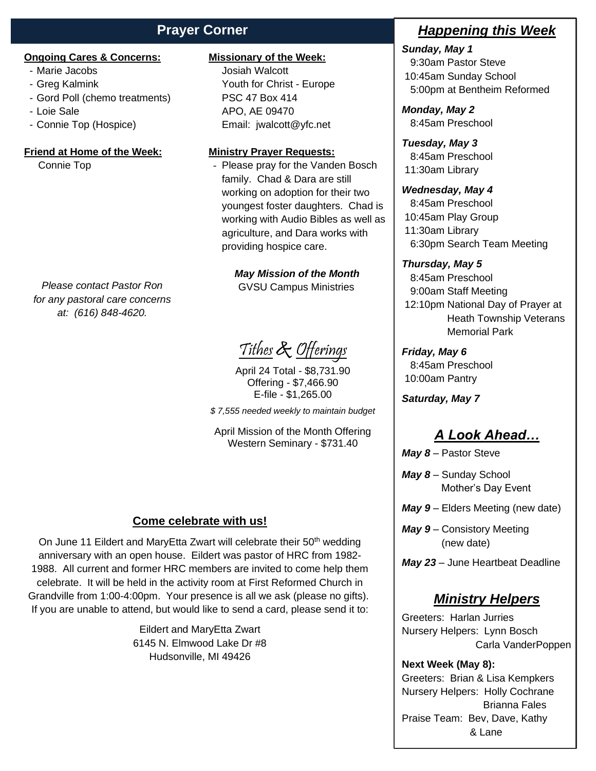## Prayer Corner

**Ongoing Cares & Concerns:**

- Marie Jacobs
- Greg Kalmink
- Gord Poll (chemo treatments)
- Loie Sale
- Connie Top (Hospice)

**Friend at Home of the Week:**

Connie Top

*Please contact Pastor Ron for any pastoral care concerns at: (616) 848-4620.*

**Missionary of the Week:**

Josiah Walcott
Youth for Christ - Europe
PSC 47 Box 414
APO, AE 09470
Email: jwalcott@yfc.net

**Ministry Prayer Requests:**

- Please pray for the Vanden Bosch family. Chad & Dara are still working on adoption for their two youngest foster daughters. Chad is working with Audio Bibles as well as agriculture, and Dara works with providing hospice care.

***May Mission of the Month***
GVSU Campus Ministries

### Tithes & Offerings

April 24 Total - $8,731.90
Offering - $7,466.90
E-file - $1,265.00

*$ 7,555 needed weekly to maintain budget*

April Mission of the Month Offering
Western Seminary - $731.40

### Come celebrate with us!

On June 11 Eildert and MaryEtta Zwart will celebrate their 50th wedding anniversary with an open house. Eildert was pastor of HRC from 1982-1988. All current and former HRC members are invited to come help them celebrate. It will be held in the activity room at First Reformed Church in Grandville from 1:00-4:00pm. Your presence is all we ask (please no gifts). If you are unable to attend, but would like to send a card, please send it to:

Eildert and MaryEtta Zwart
6145 N. Elmwood Lake Dr #8
Hudsonville, MI 49426

## *Happening this Week*

***Sunday, May 1***
9:30am Pastor Steve
10:45am Sunday School
5:00pm at Bentheim Reformed

***Monday, May 2***
8:45am Preschool

***Tuesday, May 3***
8:45am Preschool
11:30am Library

***Wednesday, May 4***
8:45am Preschool
10:45am Play Group
11:30am Library
6:30pm Search Team Meeting

***Thursday, May 5***
8:45am Preschool
9:00am Staff Meeting
12:10pm National Day of Prayer at Heath Township Veterans Memorial Park

***Friday, May 6***
8:45am Preschool
10:00am Pantry

***Saturday, May 7***

## *A Look Ahead…*

***May 8*** – Pastor Steve

***May 8*** – Sunday School Mother's Day Event

***May 9*** – Elders Meeting (new date)

***May 9*** – Consistory Meeting (new date)

***May 23*** – June Heartbeat Deadline

## *Ministry Helpers*

Greeters: Harlan Jurries
Nursery Helpers: Lynn Bosch
Carla VanderPoppen

**Next Week (May 8):**
Greeters: Brian & Lisa Kempkers
Nursery Helpers: Holly Cochrane
Brianna Fales
Praise Team: Bev, Dave, Kathy & Lane